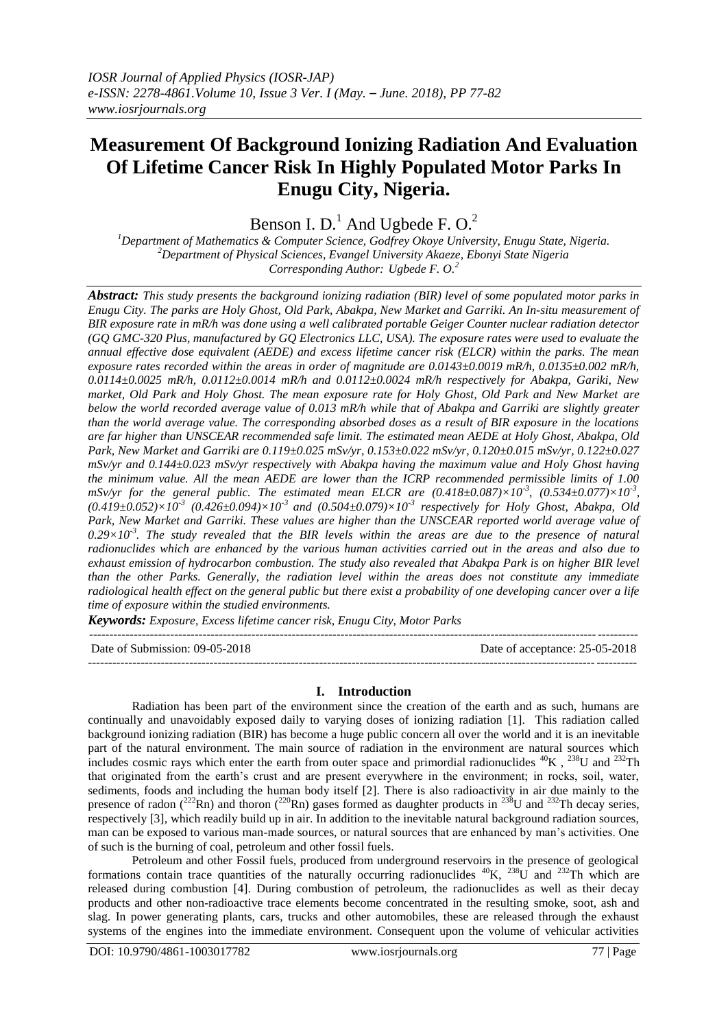# Measurement Of Background Ionizing Radiation And Evaluation Of Lifetime Cancer Risk In Highly Populated Motor Parks In Enugu City, Nigeria.

Benson I. D.[1] And Ugbede F. O.[2]

[1]Department of Mathematics & Computer Science, Godfrey Okoye University, Enugu State, Nigeria.
[2]Department of Physical Sciences, Evangel University Akaeze, Ebonyi State Nigeria
Corresponding Author: Ugbede F. O.[2]

***Abstract:*** *This study presents the background ionizing radiation (BIR) level of some populated motor parks in Enugu City. The parks are Holy Ghost, Old Park, Abakpa, New Market and Garriki. An In-situ measurement of BIR exposure rate in mR/h was done using a well calibrated portable Geiger Counter nuclear radiation detector (GQ GMC-320 Plus, manufactured by GQ Electronics LLC, USA). The exposure rates were used to evaluate the annual effective dose equivalent (AEDE) and excess lifetime cancer risk (ELCR) within the parks. The mean exposure rates recorded within the areas in order of magnitude are 0.0143±0.0019 mR/h, 0.0135±0.002 mR/h, 0.0114±0.0025 mR/h, 0.0112±0.0014 mR/h and 0.0112±0.0024 mR/h respectively for Abakpa, Gariki, New market, Old Park and Holy Ghost. The mean exposure rate for Holy Ghost, Old Park and New Market are below the world recorded average value of 0.013 mR/h while that of Abakpa and Garriki are slightly greater than the world average value. The corresponding absorbed doses as a result of BIR exposure in the locations are far higher than UNSCEAR recommended safe limit. The estimated mean AEDE at Holy Ghost, Abakpa, Old Park, New Market and Garriki are 0.119±0.025 mSv/yr, 0.153±0.022 mSv/yr, 0.120±0.015 mSv/yr, 0.122±0.027 mSv/yr and 0.144±0.023 mSv/yr respectively with Abakpa having the maximum value and Holy Ghost having the minimum value. All the mean AEDE are lower than the ICRP recommended permissible limits of 1.00 mSv/yr for the general public. The estimated mean ELCR are $(0.418\pm0.087)\times10^{-3}$, $(0.534\pm0.077)\times10^{-3}$, $(0.419\pm0.052)\times10^{-3}$ $(0.426\pm0.094)\times10^{-3}$ and $(0.504\pm0.079)\times10^{-3}$ respectively for Holy Ghost, Abakpa, Old Park, New Market and Garriki. These values are higher than the UNSCEAR reported world average value of $0.29\times10^{-3}$. The study revealed that the BIR levels within the areas are due to the presence of natural radionuclides which are enhanced by the various human activities carried out in the areas and also due to exhaust emission of hydrocarbon combustion. The study also revealed that Abakpa Park is on higher BIR level than the other Parks. Generally, the radiation level within the areas does not constitute any immediate radiological health effect on the general public but there exist a probability of one developing cancer over a life time of exposure within the studied environments.*

***Keywords:*** *Exposure, Excess lifetime cancer risk, Enugu City, Motor Parks*

---

Date of Submission: 09-05-2018 | Date of acceptance: 25-05-2018

---

## I. Introduction

Radiation has been part of the environment since the creation of the earth and as such, humans are continually and unavoidably exposed daily to varying doses of ionizing radiation [1]. This radiation called background ionizing radiation (BIR) has become a huge public concern all over the world and it is an inevitable part of the natural environment. The main source of radiation in the environment are natural sources which includes cosmic rays which enter the earth from outer space and primordial radionuclides $^{40}K$, $^{238}U$ and $^{232}Th$ that originated from the earth's crust and are present everywhere in the environment; in rocks, soil, water, sediments, foods and including the human body itself [2]. There is also radioactivity in air due mainly to the presence of radon ($^{222}Rn$) and thoron ($^{220}Rn$) gases formed as daughter products in $^{238}U$ and $^{232}Th$ decay series, respectively [3], which readily build up in air. In addition to the inevitable natural background radiation sources, man can be exposed to various man-made sources, or natural sources that are enhanced by man's activities. One of such is the burning of coal, petroleum and other fossil fuels.

Petroleum and other Fossil fuels, produced from underground reservoirs in the presence of geological formations contain trace quantities of the naturally occurring radionuclides $^{40}K$, $^{238}U$ and $^{232}Th$ which are released during combustion [4]. During combustion of petroleum, the radionuclides as well as their decay products and other non-radioactive trace elements become concentrated in the resulting smoke, soot, ash and slag. In power generating plants, cars, trucks and other automobiles, these are released through the exhaust systems of the engines into the immediate environment. Consequent upon the volume of vehicular activities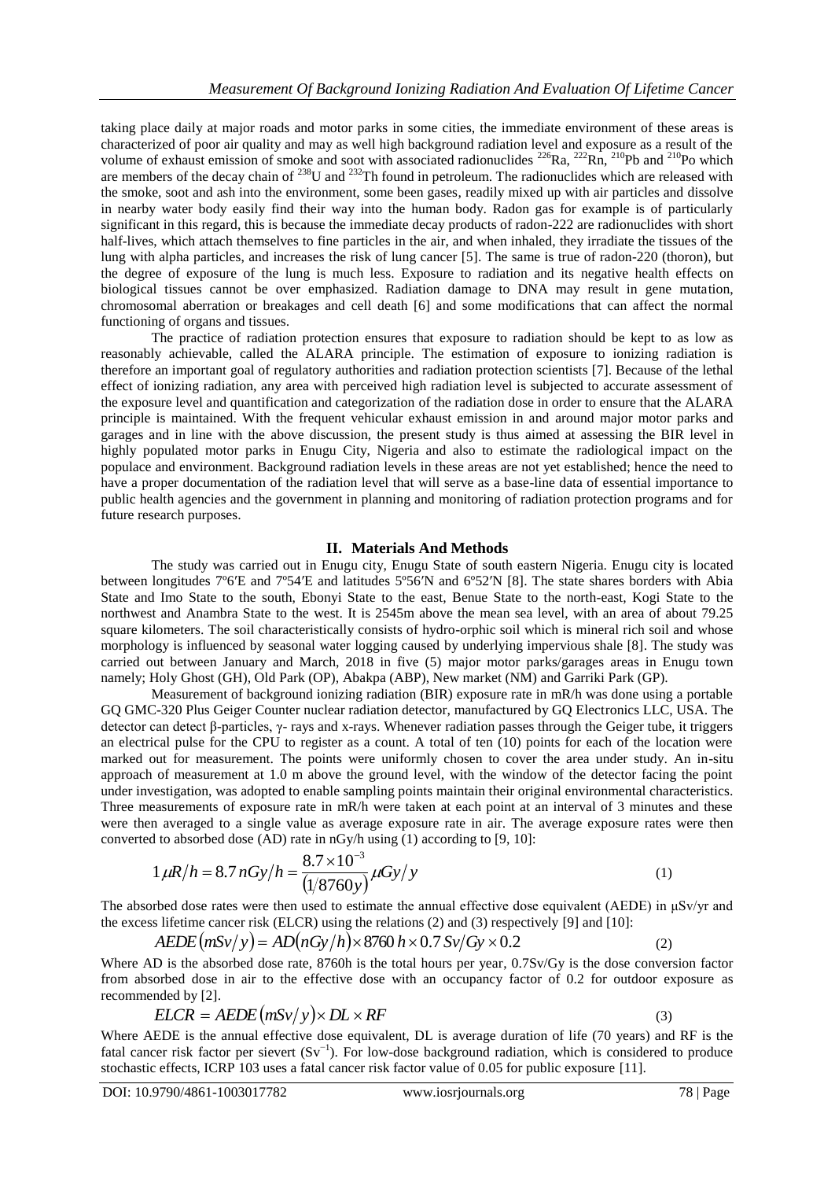taking place daily at major roads and motor parks in some cities, the immediate environment of these areas is characterized of poor air quality and may as well high background radiation level and exposure as a result of the volume of exhaust emission of smoke and soot with associated radionuclides $^{226}Ra$, $^{222}Rn$, $^{210}Pb$ and $^{210}Po$ which are members of the decay chain of $^{238}U$ and $^{232}Th$ found in petroleum. The radionuclides which are released with the smoke, soot and ash into the environment, some been gases, readily mixed up with air particles and dissolve in nearby water body easily find their way into the human body. Radon gas for example is of particularly significant in this regard, this is because the immediate decay products of radon-222 are radionuclides with short half-lives, which attach themselves to fine particles in the air, and when inhaled, they irradiate the tissues of the lung with alpha particles, and increases the risk of lung cancer [5]. The same is true of radon-220 (thoron), but the degree of exposure of the lung is much less. Exposure to radiation and its negative health effects on biological tissues cannot be over emphasized. Radiation damage to DNA may result in gene mutation, chromosomal aberration or breakages and cell death [6] and some modifications that can affect the normal functioning of organs and tissues.

The practice of radiation protection ensures that exposure to radiation should be kept to as low as reasonably achievable, called the ALARA principle. The estimation of exposure to ionizing radiation is therefore an important goal of regulatory authorities and radiation protection scientists [7]. Because of the lethal effect of ionizing radiation, any area with perceived high radiation level is subjected to accurate assessment of the exposure level and quantification and categorization of the radiation dose in order to ensure that the ALARA principle is maintained. With the frequent vehicular exhaust emission in and around major motor parks and garages and in line with the above discussion, the present study is thus aimed at assessing the BIR level in highly populated motor parks in Enugu City, Nigeria and also to estimate the radiological impact on the populace and environment. Background radiation levels in these areas are not yet established; hence the need to have a proper documentation of the radiation level that will serve as a base-line data of essential importance to public health agencies and the government in planning and monitoring of radiation protection programs and for future research purposes.

## II. Materials And Methods

The study was carried out in Enugu city, Enugu State of south eastern Nigeria. Enugu city is located between longitudes 7º6′E and 7º54′E and latitudes 5º56′N and 6º52′N [8]. The state shares borders with Abia State and Imo State to the south, Ebonyi State to the east, Benue State to the north-east, Kogi State to the northwest and Anambra State to the west. It is 2545m above the mean sea level, with an area of about 79.25 square kilometers. The soil characteristically consists of hydro-orphic soil which is mineral rich soil and whose morphology is influenced by seasonal water logging caused by underlying impervious shale [8]. The study was carried out between January and March, 2018 in five (5) major motor parks/garages areas in Enugu town namely; Holy Ghost (GH), Old Park (OP), Abakpa (ABP), New market (NM) and Garriki Park (GP).

Measurement of background ionizing radiation (BIR) exposure rate in mR/h was done using a portable GQ GMC-320 Plus Geiger Counter nuclear radiation detector, manufactured by GQ Electronics LLC, USA. The detector can detect β-particles, γ- rays and x-rays. Whenever radiation passes through the Geiger tube, it triggers an electrical pulse for the CPU to register as a count. A total of ten (10) points for each of the location were marked out for measurement. The points were uniformly chosen to cover the area under study. An in-situ approach of measurement at 1.0 m above the ground level, with the window of the detector facing the point under investigation, was adopted to enable sampling points maintain their original environmental characteristics. Three measurements of exposure rate in mR/h were taken at each point at an interval of 3 minutes and these were then averaged to a single value as average exposure rate in air. The average exposure rates were then converted to absorbed dose (AD) rate in nGy/h using (1) according to [9, 10]:

$$1\mu R/h = 8.7\,nGy/h = \frac{8.7\times10^{-3}}{(1/8760y)}\mu Gy/y \tag{1}$$

The absorbed dose rates were then used to estimate the annual effective dose equivalent (AEDE) in µSv/yr and the excess lifetime cancer risk (ELCR) using the relations (2) and (3) respectively [9] and [10]:

$$AEDE\,(mSv/y) = AD(nGy/h)\times 8760\,h\times 0.7\,Sv/Gy\times 0.2 \tag{2}$$

Where AD is the absorbed dose rate, 8760h is the total hours per year, 0.7Sv/Gy is the dose conversion factor from absorbed dose in air to the effective dose with an occupancy factor of 0.2 for outdoor exposure as recommended by [2].

$$ELCR = AEDE\,(mSv/y)\times DL\times RF \tag{3}$$

Where AEDE is the annual effective dose equivalent, DL is average duration of life (70 years) and RF is the fatal cancer risk factor per sievert ($Sv^{-1}$). For low-dose background radiation, which is considered to produce stochastic effects, ICRP 103 uses a fatal cancer risk factor value of 0.05 for public exposure [11].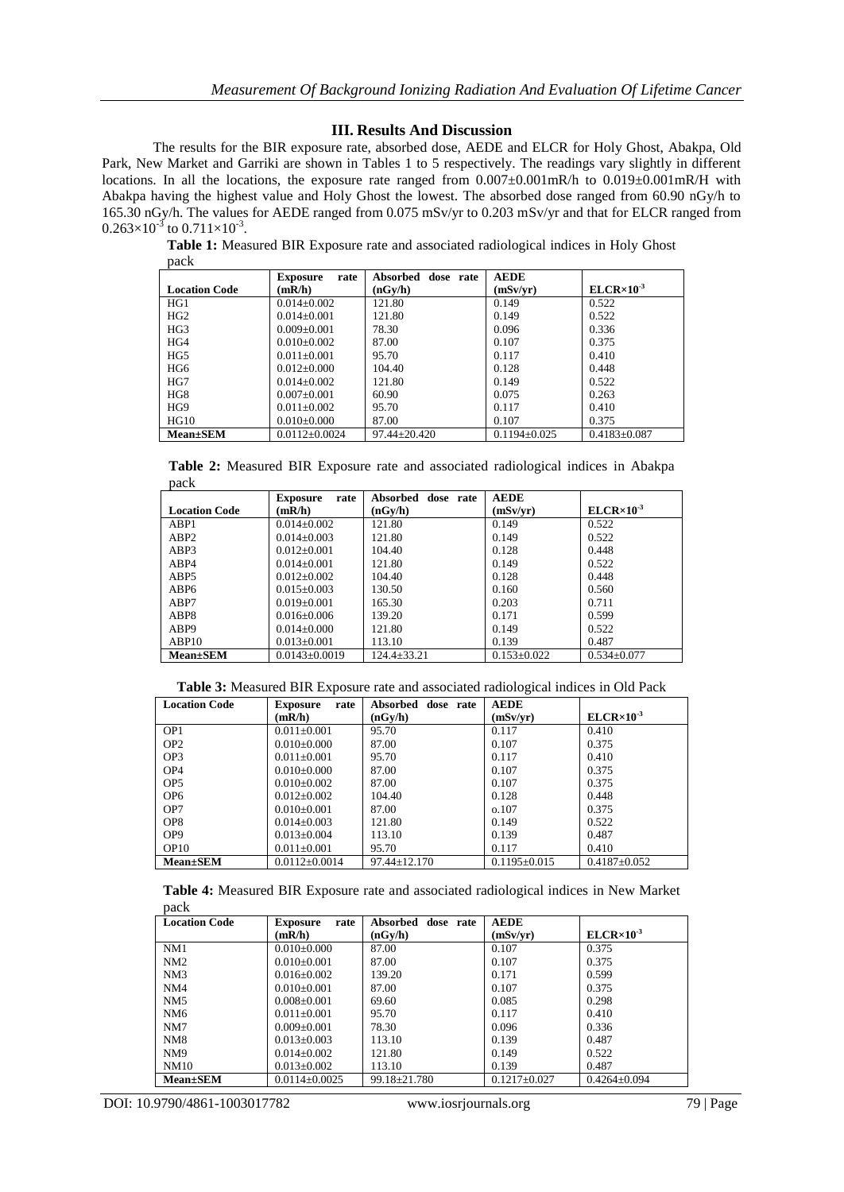## III. Results And Discussion

The results for the BIR exposure rate, absorbed dose, AEDE and ELCR for Holy Ghost, Abakpa, Old Park, New Market and Garriki are shown in Tables 1 to 5 respectively. The readings vary slightly in different locations. In all the locations, the exposure rate ranged from 0.007±0.001mR/h to 0.019±0.001mR/H with Abakpa having the highest value and Holy Ghost the lowest. The absorbed dose ranged from 60.90 nGy/h to 165.30 nGy/h. The values for AEDE ranged from 0.075 mSv/yr to 0.203 mSv/yr and that for ELCR ranged from $0.263\times10^{-3}$ to $0.711\times10^{-3}$.

**Table 1:** Measured BIR Exposure rate and associated radiological indices in Holy Ghost pack

| Location Code | Exposure rate (mR/h) | Absorbed dose rate (nGy/h) | AEDE (mSv/yr) | $ELCR\times10^{-3}$ |
|---|---|---|---|---|
| HG1 | 0.014±0.002 | 121.80 | 0.149 | 0.522 |
| HG2 | 0.014±0.001 | 121.80 | 0.149 | 0.522 |
| HG3 | 0.009±0.001 | 78.30 | 0.096 | 0.336 |
| HG4 | 0.010±0.002 | 87.00 | 0.107 | 0.375 |
| HG5 | 0.011±0.001 | 95.70 | 0.117 | 0.410 |
| HG6 | 0.012±0.000 | 104.40 | 0.128 | 0.448 |
| HG7 | 0.014±0.002 | 121.80 | 0.149 | 0.522 |
| HG8 | 0.007±0.001 | 60.90 | 0.075 | 0.263 |
| HG9 | 0.011±0.002 | 95.70 | 0.117 | 0.410 |
| HG10 | 0.010±0.000 | 87.00 | 0.107 | 0.375 |
| **Mean±SEM** | 0.0112±0.0024 | 97.44±20.420 | 0.1194±0.025 | 0.4183±0.087 |

**Table 2:** Measured BIR Exposure rate and associated radiological indices in Abakpa pack

| Location Code | Exposure rate (mR/h) | Absorbed dose rate (nGy/h) | AEDE (mSv/yr) | $ELCR\times10^{-3}$ |
|---|---|---|---|---|
| ABP1 | 0.014±0.002 | 121.80 | 0.149 | 0.522 |
| ABP2 | 0.014±0.003 | 121.80 | 0.149 | 0.522 |
| ABP3 | 0.012±0.001 | 104.40 | 0.128 | 0.448 |
| ABP4 | 0.014±0.001 | 121.80 | 0.149 | 0.522 |
| ABP5 | 0.012±0.002 | 104.40 | 0.128 | 0.448 |
| ABP6 | 0.015±0.003 | 130.50 | 0.160 | 0.560 |
| ABP7 | 0.019±0.001 | 165.30 | 0.203 | 0.711 |
| ABP8 | 0.016±0.006 | 139.20 | 0.171 | 0.599 |
| ABP9 | 0.014±0.000 | 121.80 | 0.149 | 0.522 |
| ABP10 | 0.013±0.001 | 113.10 | 0.139 | 0.487 |
| **Mean±SEM** | 0.0143±0.0019 | 124.4±33.21 | 0.153±0.022 | 0.534±0.077 |

**Table 3:** Measured BIR Exposure rate and associated radiological indices in Old Pack

| Location Code | Exposure rate (mR/h) | Absorbed dose rate (nGy/h) | AEDE (mSv/yr) | $ELCR\times10^{-3}$ |
|---|---|---|---|---|
| OP1 | 0.011±0.001 | 95.70 | 0.117 | 0.410 |
| OP2 | 0.010±0.000 | 87.00 | 0.107 | 0.375 |
| OP3 | 0.011±0.001 | 95.70 | 0.117 | 0.410 |
| OP4 | 0.010±0.000 | 87.00 | 0.107 | 0.375 |
| OP5 | 0.010±0.002 | 87.00 | 0.107 | 0.375 |
| OP6 | 0.012±0.002 | 104.40 | 0.128 | 0.448 |
| OP7 | 0.010±0.001 | 87.00 | o.107 | 0.375 |
| OP8 | 0.014±0.003 | 121.80 | 0.149 | 0.522 |
| OP9 | 0.013±0.004 | 113.10 | 0.139 | 0.487 |
| OP10 | 0.011±0.001 | 95.70 | 0.117 | 0.410 |
| **Mean±SEM** | 0.0112±0.0014 | 97.44±12.170 | 0.1195±0.015 | 0.4187±0.052 |

**Table 4:** Measured BIR Exposure rate and associated radiological indices in New Market pack

| Location Code | Exposure rate (mR/h) | Absorbed dose rate (nGy/h) | AEDE (mSv/yr) | $ELCR\times10^{-3}$ |
|---|---|---|---|---|
| NM1 | 0.010±0.000 | 87.00 | 0.107 | 0.375 |
| NM2 | 0.010±0.001 | 87.00 | 0.107 | 0.375 |
| NM3 | 0.016±0.002 | 139.20 | 0.171 | 0.599 |
| NM4 | 0.010±0.001 | 87.00 | 0.107 | 0.375 |
| NM5 | 0.008±0.001 | 69.60 | 0.085 | 0.298 |
| NM6 | 0.011±0.001 | 95.70 | 0.117 | 0.410 |
| NM7 | 0.009±0.001 | 78.30 | 0.096 | 0.336 |
| NM8 | 0.013±0.003 | 113.10 | 0.139 | 0.487 |
| NM9 | 0.014±0.002 | 121.80 | 0.149 | 0.522 |
| NM10 | 0.013±0.002 | 113.10 | 0.139 | 0.487 |
| **Mean±SEM** | 0.0114±0.0025 | 99.18±21.780 | 0.1217±0.027 | 0.4264±0.094 |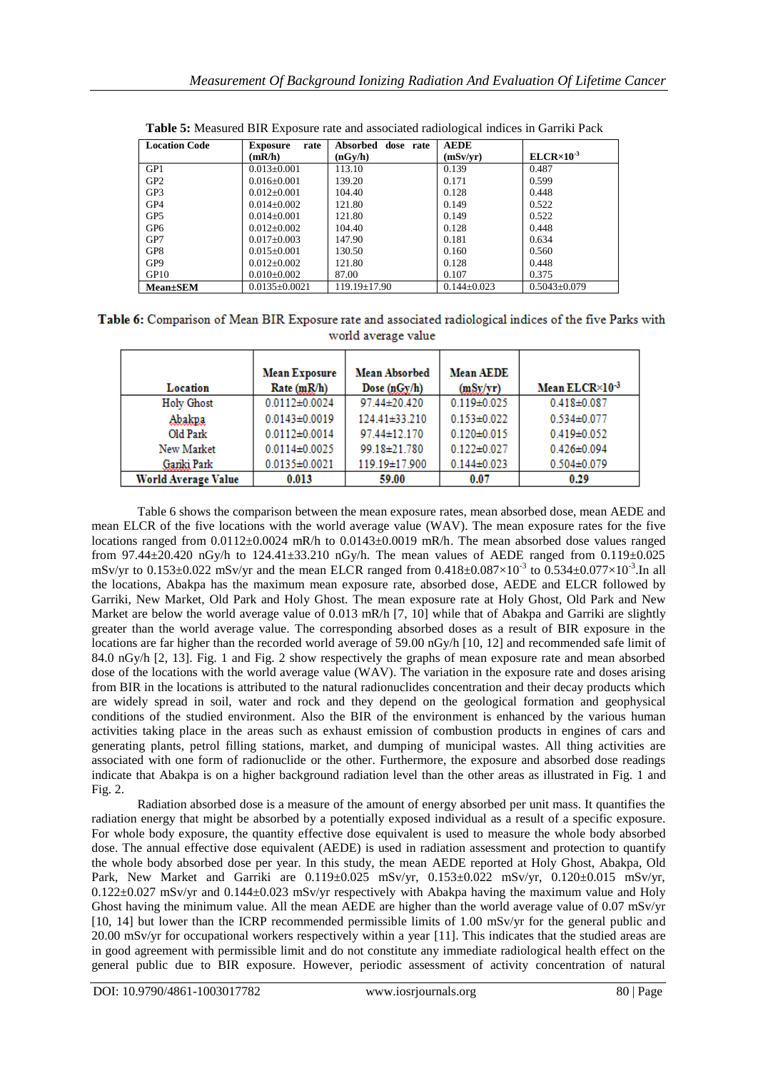**Table 5:** Measured BIR Exposure rate and associated radiological indices in Garriki Pack

| Location Code | Exposure rate (mR/h) | Absorbed dose rate (nGy/h) | AEDE (mSv/yr) | ELCR×$10^{-3}$ |
|---|---|---|---|---|
| GP1 | 0.013±0.001 | 113.10 | 0.139 | 0.487 |
| GP2 | 0.016±0.001 | 139.20 | 0.171 | 0.599 |
| GP3 | 0.012±0.001 | 104.40 | 0.128 | 0.448 |
| GP4 | 0.014±0.002 | 121.80 | 0.149 | 0.522 |
| GP5 | 0.014±0.001 | 121.80 | 0.149 | 0.522 |
| GP6 | 0.012±0.002 | 104.40 | 0.128 | 0.448 |
| GP7 | 0.017±0.003 | 147.90 | 0.181 | 0.634 |
| GP8 | 0.015±0.001 | 130.50 | 0.160 | 0.560 |
| GP9 | 0.012±0.002 | 121.80 | 0.128 | 0.448 |
| GP10 | 0.010±0.002 | 87.00 | 0.107 | 0.375 |
| **Mean±SEM** | 0.0135±0.0021 | 119.19±17.90 | 0.144±0.023 | 0.5043±0.079 |

**Table 6:** Comparison of Mean BIR Exposure rate and associated radiological indices of the five Parks with world average value

| Location | Mean Exposure Rate (mR/h) | Mean Absorbed Dose (nGy/h) | Mean AEDE (mSv/yr) | Mean ELCR×$10^{-3}$ |
|---|---|---|---|---|
| Holy Ghost | 0.0112±0.0024 | 97.44±20.420 | 0.119±0.025 | 0.418±0.087 |
| Abakpa | 0.0143±0.0019 | 124.41±33.210 | 0.153±0.022 | 0.534±0.077 |
| Old Park | 0.0112±0.0014 | 97.44±12.170 | 0.120±0.015 | 0.419±0.052 |
| New Market | 0.0114±0.0025 | 99.18±21.780 | 0.122±0.027 | 0.426±0.094 |
| Garıki Park | 0.0135±0.0021 | 119.19±17.900 | 0.144±0.023 | 0.504±0.079 |
| **World Average Value** | **0.013** | **59.00** | **0.07** | **0.29** |

Table 6 shows the comparison between the mean exposure rates, mean absorbed dose, mean AEDE and mean ELCR of the five locations with the world average value (WAV). The mean exposure rates for the five locations ranged from 0.0112±0.0024 mR/h to 0.0143±0.0019 mR/h. The mean absorbed dose values ranged from 97.44±20.420 nGy/h to 124.41±33.210 nGy/h. The mean values of AEDE ranged from 0.119±0.025 mSv/yr to 0.153±0.022 mSv/yr and the mean ELCR ranged from 0.418±0.087×$10^{-3}$ to 0.534±0.077×$10^{-3}$.In all the locations, Abakpa has the maximum mean exposure rate, absorbed dose, AEDE and ELCR followed by Garriki, New Market, Old Park and Holy Ghost. The mean exposure rate at Holy Ghost, Old Park and New Market are below the world average value of 0.013 mR/h [7, 10] while that of Abakpa and Garriki are slightly greater than the world average value. The corresponding absorbed doses as a result of BIR exposure in the locations are far higher than the recorded world average of 59.00 nGy/h [10, 12] and recommended safe limit of 84.0 nGy/h [2, 13]. Fig. 1 and Fig. 2 show respectively the graphs of mean exposure rate and mean absorbed dose of the locations with the world average value (WAV). The variation in the exposure rate and doses arising from BIR in the locations is attributed to the natural radionuclides concentration and their decay products which are widely spread in soil, water and rock and they depend on the geological formation and geophysical conditions of the studied environment. Also the BIR of the environment is enhanced by the various human activities taking place in the areas such as exhaust emission of combustion products in engines of cars and generating plants, petrol filling stations, market, and dumping of municipal wastes. All thing activities are associated with one form of radionuclide or the other. Furthermore, the exposure and absorbed dose readings indicate that Abakpa is on a higher background radiation level than the other areas as illustrated in Fig. 1 and Fig. 2.

Radiation absorbed dose is a measure of the amount of energy absorbed per unit mass. It quantifies the radiation energy that might be absorbed by a potentially exposed individual as a result of a specific exposure. For whole body exposure, the quantity effective dose equivalent is used to measure the whole body absorbed dose. The annual effective dose equivalent (AEDE) is used in radiation assessment and protection to quantify the whole body absorbed dose per year. In this study, the mean AEDE reported at Holy Ghost, Abakpa, Old Park, New Market and Garriki are 0.119±0.025 mSv/yr, 0.153±0.022 mSv/yr, 0.120±0.015 mSv/yr, 0.122±0.027 mSv/yr and 0.144±0.023 mSv/yr respectively with Abakpa having the maximum value and Holy Ghost having the minimum value. All the mean AEDE are higher than the world average value of 0.07 mSv/yr [10, 14] but lower than the ICRP recommended permissible limits of 1.00 mSv/yr for the general public and 20.00 mSv/yr for occupational workers respectively within a year [11]. This indicates that the studied areas are in good agreement with permissible limit and do not constitute any immediate radiological health effect on the general public due to BIR exposure. However, periodic assessment of activity concentration of natural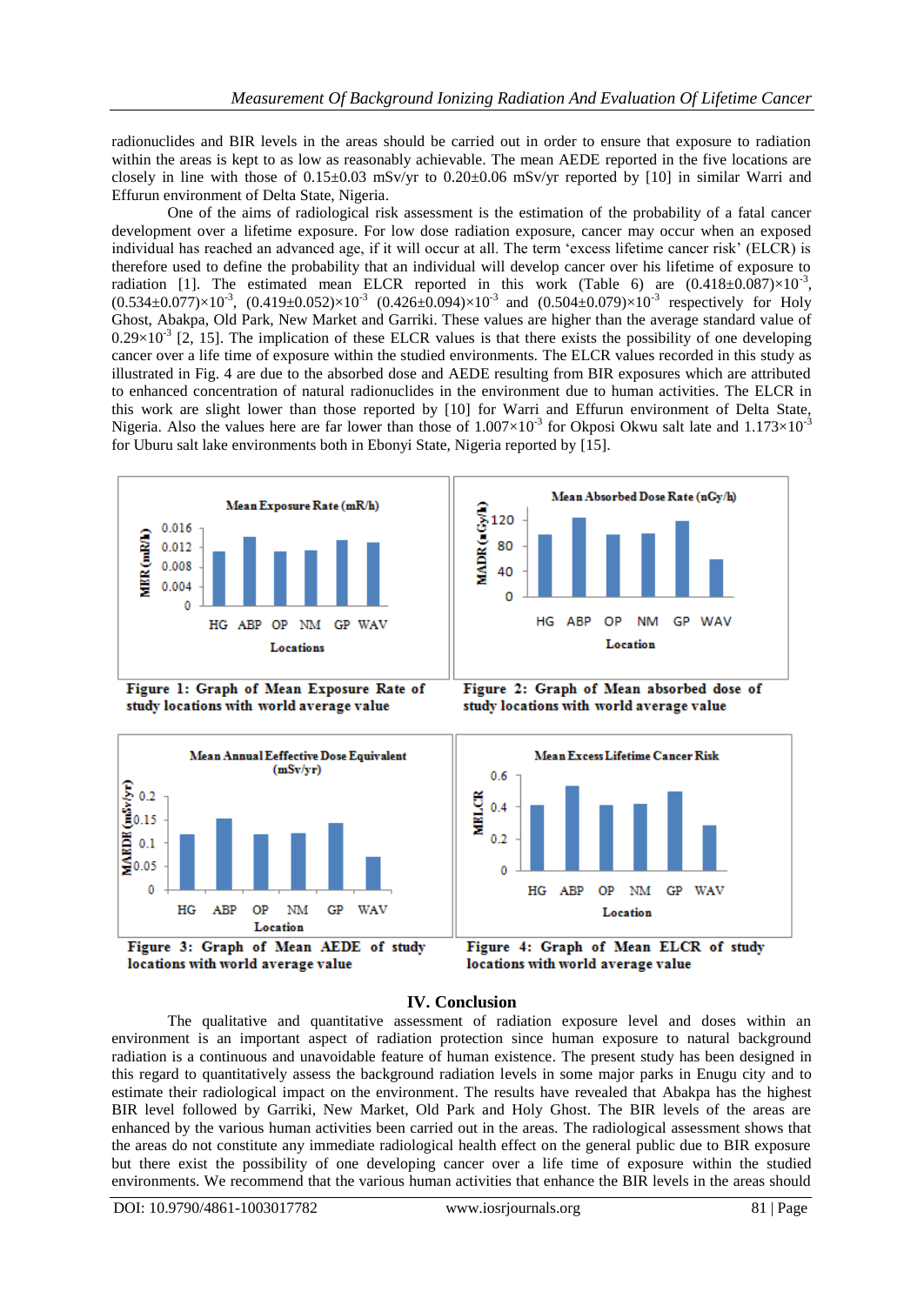radionuclides and BIR levels in the areas should be carried out in order to ensure that exposure to radiation within the areas is kept to as low as reasonably achievable. The mean AEDE reported in the five locations are closely in line with those of 0.15±0.03 mSv/yr to 0.20±0.06 mSv/yr reported by [10] in similar Warri and Effurun environment of Delta State, Nigeria.

One of the aims of radiological risk assessment is the estimation of the probability of a fatal cancer development over a lifetime exposure. For low dose radiation exposure, cancer may occur when an exposed individual has reached an advanced age, if it will occur at all. The term 'excess lifetime cancer risk' (ELCR) is therefore used to define the probability that an individual will develop cancer over his lifetime of exposure to radiation [1]. The estimated mean ELCR reported in this work (Table 6) are $(0.418\pm0.087)\times10^{-3}$, $(0.534\pm0.077)\times10^{-3}$, $(0.419\pm0.052)\times10^{-3}$ $(0.426\pm0.094)\times10^{-3}$ and $(0.504\pm0.079)\times10^{-3}$ respectively for Holy Ghost, Abakpa, Old Park, New Market and Garriki. These values are higher than the average standard value of $0.29\times10^{-3}$ [2, 15]. The implication of these ELCR values is that there exists the possibility of one developing cancer over a life time of exposure within the studied environments. The ELCR values recorded in this study as illustrated in Fig. 4 are due to the absorbed dose and AEDE resulting from BIR exposures which are attributed to enhanced concentration of natural radionuclides in the environment due to human activities. The ELCR in this work are slight lower than those reported by [10] for Warri and Effurun environment of Delta State, Nigeria. Also the values here are far lower than those of $1.007\times10^{-3}$ for Okposi Okwu salt late and $1.173\times10^{-3}$ for Uburu salt lake environments both in Ebonyi State, Nigeria reported by [15].

**Figure 1: Graph of Mean Exposure Rate of study locations with world average value**

**Figure 2: Graph of Mean absorbed dose of study locations with world average value**

**Figure 3: Graph of Mean AEDE of study locations with world average value**

**Figure 4: Graph of Mean ELCR of study locations with world average value**

## IV. Conclusion

The qualitative and quantitative assessment of radiation exposure level and doses within an environment is an important aspect of radiation protection since human exposure to natural background radiation is a continuous and unavoidable feature of human existence. The present study has been designed in this regard to quantitatively assess the background radiation levels in some major parks in Enugu city and to estimate their radiological impact on the environment. The results have revealed that Abakpa has the highest BIR level followed by Garriki, New Market, Old Park and Holy Ghost. The BIR levels of the areas are enhanced by the various human activities been carried out in the areas. The radiological assessment shows that the areas do not constitute any immediate radiological health effect on the general public due to BIR exposure but there exist the possibility of one developing cancer over a life time of exposure within the studied environments. We recommend that the various human activities that enhance the BIR levels in the areas should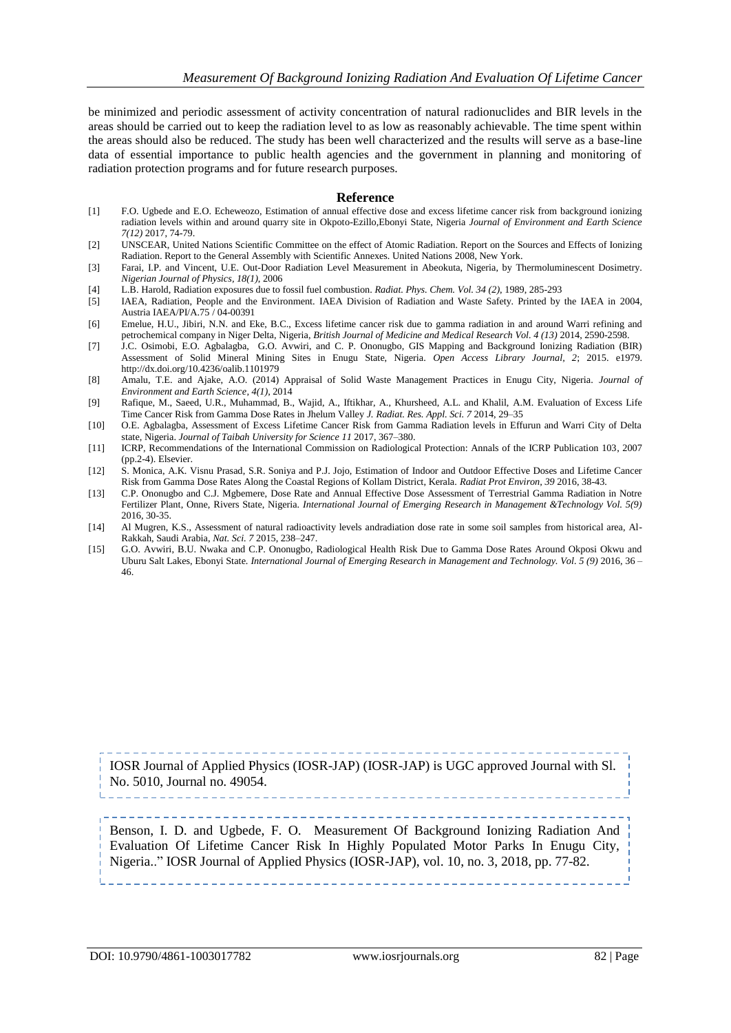be minimized and periodic assessment of activity concentration of natural radionuclides and BIR levels in the areas should be carried out to keep the radiation level to as low as reasonably achievable. The time spent within the areas should also be reduced. The study has been well characterized and the results will serve as a base-line data of essential importance to public health agencies and the government in planning and monitoring of radiation protection programs and for future research purposes.

## Reference

[1] F.O. Ugbede and E.O. Echeweozo, Estimation of annual effective dose and excess lifetime cancer risk from background ionizing radiation levels within and around quarry site in Okpoto-Ezillo,Ebonyi State, Nigeria *Journal of Environment and Earth Science 7(12)* 2017, 74-79.

[2] UNSCEAR, United Nations Scientific Committee on the effect of Atomic Radiation. Report on the Sources and Effects of Ionizing Radiation. Report to the General Assembly with Scientific Annexes. United Nations 2008, New York.

[3] Farai, I.P. and Vincent, U.E. Out-Door Radiation Level Measurement in Abeokuta, Nigeria, by Thermoluminescent Dosimetry. *Nigerian Journal of Physics, 18(1)*, 2006

[4] L.B. Harold, Radiation exposures due to fossil fuel combustion. *Radiat. Phys. Chem. Vol. 34 (2)*, 1989, 285-293

[5] IAEA, Radiation, People and the Environment. IAEA Division of Radiation and Waste Safety. Printed by the IAEA in 2004, Austria IAEA/PI/A.75 / 04-00391

[6] Emelue, H.U., Jibiri, N.N. and Eke, B.C., Excess lifetime cancer risk due to gamma radiation in and around Warri refining and petrochemical company in Niger Delta, Nigeria, *British Journal of Medicine and Medical Research Vol. 4 (13)* 2014, 2590-2598.

[7] J.C. Osimobi, E.O. Agbalagba, G.O. Avwiri, and C. P. Ononugbo, GIS Mapping and Background Ionizing Radiation (BIR) Assessment of Solid Mineral Mining Sites in Enugu State, Nigeria. *Open Access Library Journal, 2*; 2015. e1979. http://dx.doi.org/10.4236/oalib.1101979

[8] Amalu, T.E. and Ajake, A.O. (2014) Appraisal of Solid Waste Management Practices in Enugu City, Nigeria. *Journal of Environment and Earth Science, 4(1)*, 2014

[9] Rafique, M., Saeed, U.R., Muhammad, B., Wajid, A., Iftikhar, A., Khursheed, A.L. and Khalil, A.M. Evaluation of Excess Life Time Cancer Risk from Gamma Dose Rates in Jhelum Valley *J. Radiat. Res. Appl. Sci. 7* 2014, 29–35

[10] O.E. Agbalagba, Assessment of Excess Lifetime Cancer Risk from Gamma Radiation levels in Effurun and Warri City of Delta state, Nigeria. *Journal of Taibah University for Science 11* 2017, 367–380.

[11] ICRP, Recommendations of the International Commission on Radiological Protection: Annals of the ICRP Publication 103, 2007 (pp.2-4). Elsevier.

[12] S. Monica, A.K. Visnu Prasad, S.R. Soniya and P.J. Jojo, Estimation of Indoor and Outdoor Effective Doses and Lifetime Cancer Risk from Gamma Dose Rates Along the Coastal Regions of Kollam District, Kerala. *Radiat Prot Environ, 39* 2016, 38-43.

[13] C.P. Ononugbo and C.J. Mgbemere, Dose Rate and Annual Effective Dose Assessment of Terrestrial Gamma Radiation in Notre Fertilizer Plant, Onne, Rivers State, Nigeria. *International Journal of Emerging Research in Management &Technology Vol. 5(9)* 2016, 30-35.

[14] Al Mugren, K.S., Assessment of natural radioactivity levels andradiation dose rate in some soil samples from historical area, Al-Rakkah, Saudi Arabia, *Nat. Sci. 7* 2015, 238–247.

[15] G.O. Avwiri, B.U. Nwaka and C.P. Ononugbo, Radiological Health Risk Due to Gamma Dose Rates Around Okposi Okwu and Uburu Salt Lakes, Ebonyi State. *International Journal of Emerging Research in Management and Technology. Vol. 5 (9)* 2016, 36 – 46.

IOSR Journal of Applied Physics (IOSR-JAP) (IOSR-JAP) is UGC approved Journal with Sl. No. 5010, Journal no. 49054.

Benson, I. D. and Ugbede, F. O. Measurement Of Background Ionizing Radiation And Evaluation Of Lifetime Cancer Risk In Highly Populated Motor Parks In Enugu City, Nigeria.." IOSR Journal of Applied Physics (IOSR-JAP), vol. 10, no. 3, 2018, pp. 77-82.